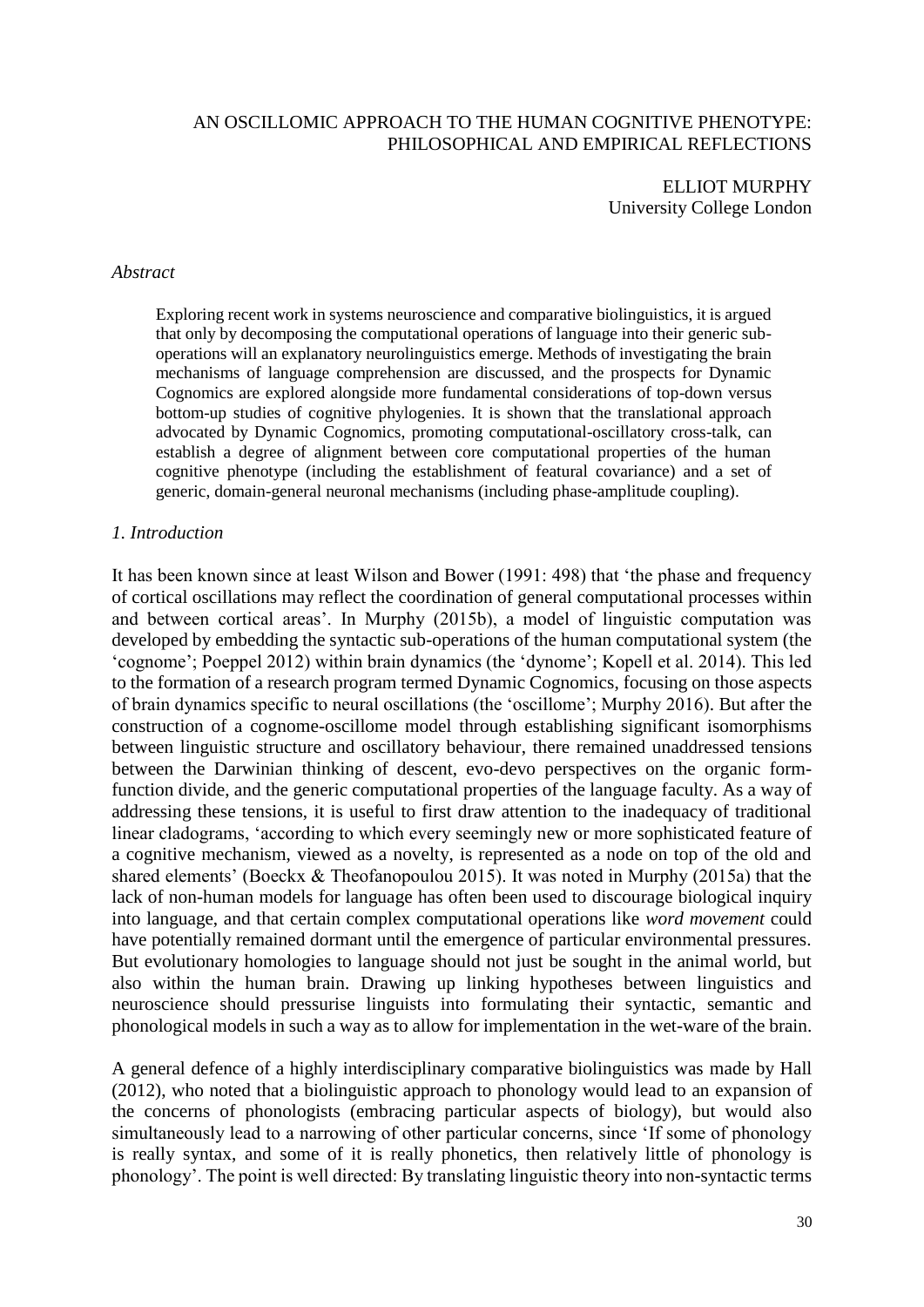# AN OSCILLOMIC APPROACH TO THE HUMAN COGNITIVE PHENOTYPE: PHILOSOPHICAL AND EMPIRICAL REFLECTIONS

ELLIOT MURPHY
University College London

*Abstract*

Exploring recent work in systems neuroscience and comparative biolinguistics, it is argued that only by decomposing the computational operations of language into their generic sub-operations will an explanatory neurolinguistics emerge. Methods of investigating the brain mechanisms of language comprehension are discussed, and the prospects for Dynamic Cognomics are explored alongside more fundamental considerations of top-down versus bottom-up studies of cognitive phylogenies. It is shown that the translational approach advocated by Dynamic Cognomics, promoting computational-oscillatory cross-talk, can establish a degree of alignment between core computational properties of the human cognitive phenotype (including the establishment of featural covariance) and a set of generic, domain-general neuronal mechanisms (including phase-amplitude coupling).

## *1. Introduction*

It has been known since at least Wilson and Bower (1991: 498) that 'the phase and frequency of cortical oscillations may reflect the coordination of general computational processes within and between cortical areas'. In Murphy (2015b), a model of linguistic computation was developed by embedding the syntactic sub-operations of the human computational system (the 'cognome'; Poeppel 2012) within brain dynamics (the 'dynome'; Kopell et al. 2014). This led to the formation of a research program termed Dynamic Cognomics, focusing on those aspects of brain dynamics specific to neural oscillations (the 'oscillome'; Murphy 2016). But after the construction of a cognome-oscillome model through establishing significant isomorphisms between linguistic structure and oscillatory behaviour, there remained unaddressed tensions between the Darwinian thinking of descent, evo-devo perspectives on the organic form-function divide, and the generic computational properties of the language faculty. As a way of addressing these tensions, it is useful to first draw attention to the inadequacy of traditional linear cladograms, 'according to which every seemingly new or more sophisticated feature of a cognitive mechanism, viewed as a novelty, is represented as a node on top of the old and shared elements' (Boeckx & Theofanopoulou 2015). It was noted in Murphy (2015a) that the lack of non-human models for language has often been used to discourage biological inquiry into language, and that certain complex computational operations like *word movement* could have potentially remained dormant until the emergence of particular environmental pressures. But evolutionary homologies to language should not just be sought in the animal world, but also within the human brain. Drawing up linking hypotheses between linguistics and neuroscience should pressurise linguists into formulating their syntactic, semantic and phonological models in such a way as to allow for implementation in the wet-ware of the brain.

A general defence of a highly interdisciplinary comparative biolinguistics was made by Hall (2012), who noted that a biolinguistic approach to phonology would lead to an expansion of the concerns of phonologists (embracing particular aspects of biology), but would also simultaneously lead to a narrowing of other particular concerns, since 'If some of phonology is really syntax, and some of it is really phonetics, then relatively little of phonology is phonology'. The point is well directed: By translating linguistic theory into non-syntactic terms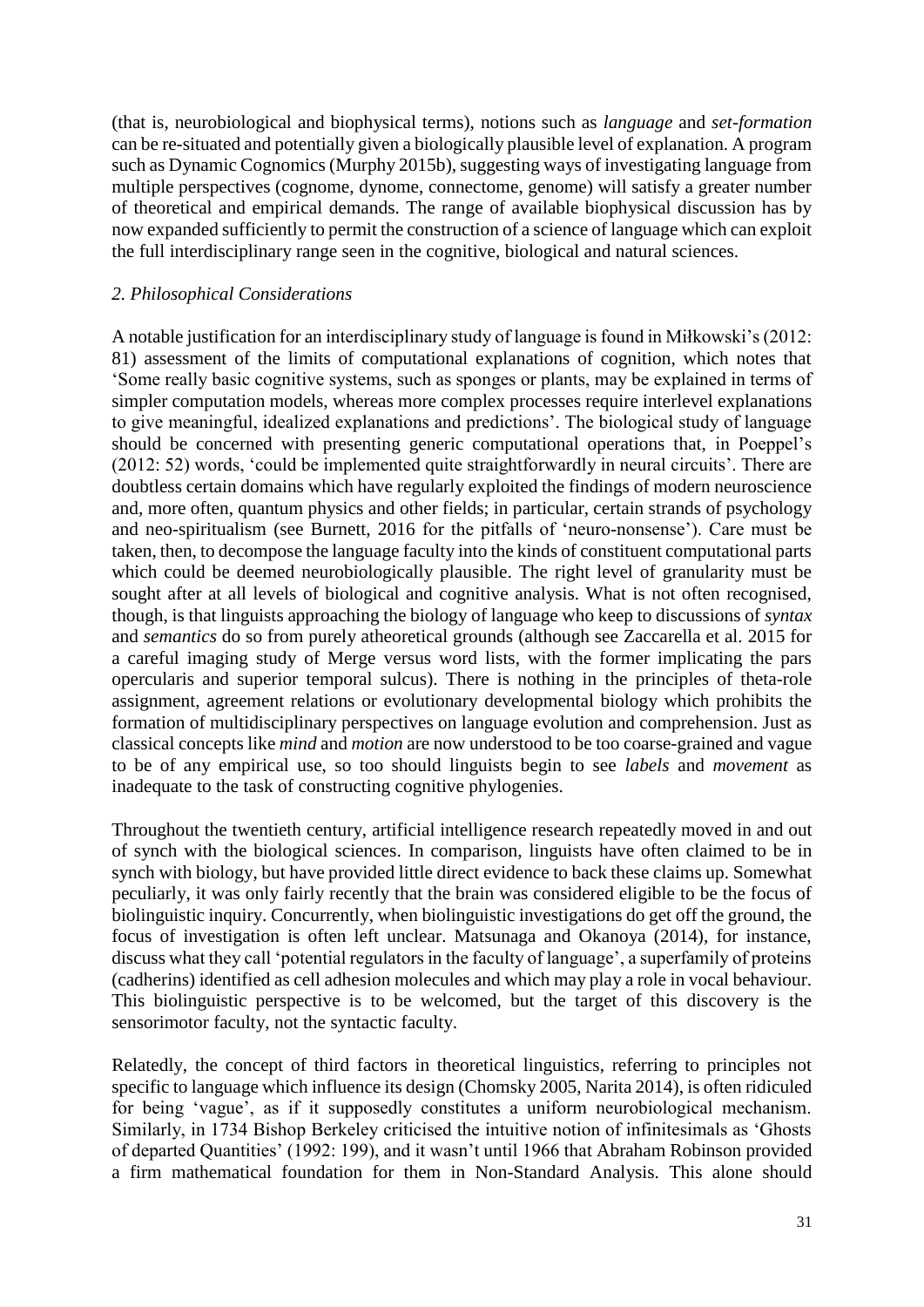(that is, neurobiological and biophysical terms), notions such as *language* and *set-formation* can be re-situated and potentially given a biologically plausible level of explanation. A program such as Dynamic Cognomics (Murphy 2015b), suggesting ways of investigating language from multiple perspectives (cognome, dynome, connectome, genome) will satisfy a greater number of theoretical and empirical demands. The range of available biophysical discussion has by now expanded sufficiently to permit the construction of a science of language which can exploit the full interdisciplinary range seen in the cognitive, biological and natural sciences.

## *2. Philosophical Considerations*

A notable justification for an interdisciplinary study of language is found in Miłkowski's (2012: 81) assessment of the limits of computational explanations of cognition, which notes that 'Some really basic cognitive systems, such as sponges or plants, may be explained in terms of simpler computation models, whereas more complex processes require interlevel explanations to give meaningful, idealized explanations and predictions'. The biological study of language should be concerned with presenting generic computational operations that, in Poeppel's (2012: 52) words, 'could be implemented quite straightforwardly in neural circuits'. There are doubtless certain domains which have regularly exploited the findings of modern neuroscience and, more often, quantum physics and other fields; in particular, certain strands of psychology and neo-spiritualism (see Burnett, 2016 for the pitfalls of 'neuro-nonsense'). Care must be taken, then, to decompose the language faculty into the kinds of constituent computational parts which could be deemed neurobiologically plausible. The right level of granularity must be sought after at all levels of biological and cognitive analysis. What is not often recognised, though, is that linguists approaching the biology of language who keep to discussions of *syntax* and *semantics* do so from purely atheoretical grounds (although see Zaccarella et al. 2015 for a careful imaging study of Merge versus word lists, with the former implicating the pars opercularis and superior temporal sulcus). There is nothing in the principles of theta-role assignment, agreement relations or evolutionary developmental biology which prohibits the formation of multidisciplinary perspectives on language evolution and comprehension. Just as classical concepts like *mind* and *motion* are now understood to be too coarse-grained and vague to be of any empirical use, so too should linguists begin to see *labels* and *movement* as inadequate to the task of constructing cognitive phylogenies.

Throughout the twentieth century, artificial intelligence research repeatedly moved in and out of synch with the biological sciences. In comparison, linguists have often claimed to be in synch with biology, but have provided little direct evidence to back these claims up. Somewhat peculiarly, it was only fairly recently that the brain was considered eligible to be the focus of biolinguistic inquiry. Concurrently, when biolinguistic investigations do get off the ground, the focus of investigation is often left unclear. Matsunaga and Okanoya (2014), for instance, discuss what they call 'potential regulators in the faculty of language', a superfamily of proteins (cadherins) identified as cell adhesion molecules and which may play a role in vocal behaviour. This biolinguistic perspective is to be welcomed, but the target of this discovery is the sensorimotor faculty, not the syntactic faculty.

Relatedly, the concept of third factors in theoretical linguistics, referring to principles not specific to language which influence its design (Chomsky 2005, Narita 2014), is often ridiculed for being 'vague', as if it supposedly constitutes a uniform neurobiological mechanism. Similarly, in 1734 Bishop Berkeley criticised the intuitive notion of infinitesimals as 'Ghosts of departed Quantities' (1992: 199), and it wasn't until 1966 that Abraham Robinson provided a firm mathematical foundation for them in Non-Standard Analysis. This alone should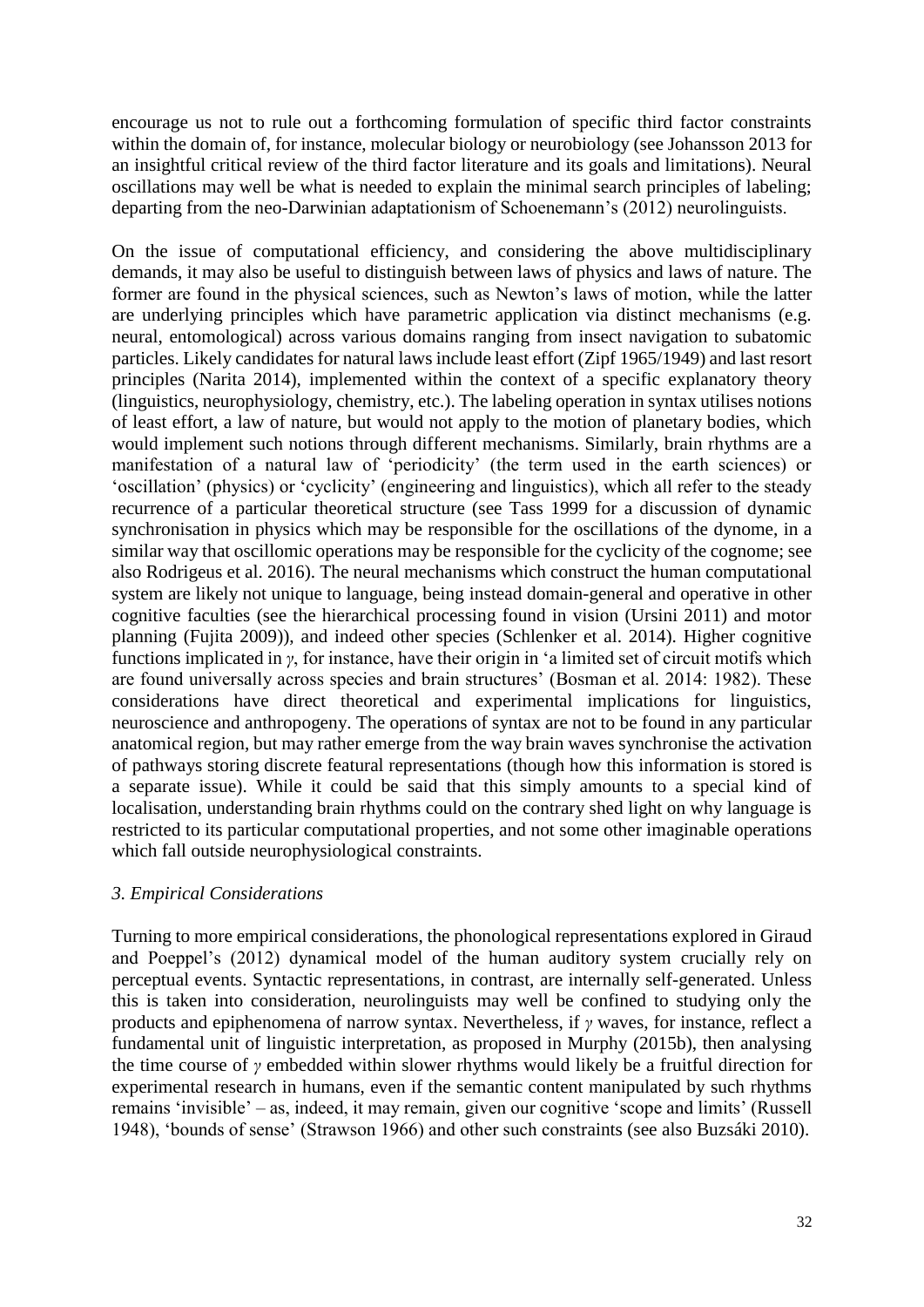encourage us not to rule out a forthcoming formulation of specific third factor constraints within the domain of, for instance, molecular biology or neurobiology (see Johansson 2013 for an insightful critical review of the third factor literature and its goals and limitations). Neural oscillations may well be what is needed to explain the minimal search principles of labeling; departing from the neo-Darwinian adaptationism of Schoenemann's (2012) neurolinguists.

On the issue of computational efficiency, and considering the above multidisciplinary demands, it may also be useful to distinguish between laws of physics and laws of nature. The former are found in the physical sciences, such as Newton's laws of motion, while the latter are underlying principles which have parametric application via distinct mechanisms (e.g. neural, entomological) across various domains ranging from insect navigation to subatomic particles. Likely candidates for natural laws include least effort (Zipf 1965/1949) and last resort principles (Narita 2014), implemented within the context of a specific explanatory theory (linguistics, neurophysiology, chemistry, etc.). The labeling operation in syntax utilises notions of least effort, a law of nature, but would not apply to the motion of planetary bodies, which would implement such notions through different mechanisms. Similarly, brain rhythms are a manifestation of a natural law of 'periodicity' (the term used in the earth sciences) or 'oscillation' (physics) or 'cyclicity' (engineering and linguistics), which all refer to the steady recurrence of a particular theoretical structure (see Tass 1999 for a discussion of dynamic synchronisation in physics which may be responsible for the oscillations of the dynome, in a similar way that oscillomic operations may be responsible for the cyclicity of the cognome; see also Rodrigeus et al. 2016). The neural mechanisms which construct the human computational system are likely not unique to language, being instead domain-general and operative in other cognitive faculties (see the hierarchical processing found in vision (Ursini 2011) and motor planning (Fujita 2009)), and indeed other species (Schlenker et al. 2014). Higher cognitive functions implicated in $\gamma$, for instance, have their origin in 'a limited set of circuit motifs which are found universally across species and brain structures' (Bosman et al. 2014: 1982). These considerations have direct theoretical and experimental implications for linguistics, neuroscience and anthropogeny. The operations of syntax are not to be found in any particular anatomical region, but may rather emerge from the way brain waves synchronise the activation of pathways storing discrete featural representations (though how this information is stored is a separate issue). While it could be said that this simply amounts to a special kind of localisation, understanding brain rhythms could on the contrary shed light on why language is restricted to its particular computational properties, and not some other imaginable operations which fall outside neurophysiological constraints.

### *3. Empirical Considerations*

Turning to more empirical considerations, the phonological representations explored in Giraud and Poeppel's (2012) dynamical model of the human auditory system crucially rely on perceptual events. Syntactic representations, in contrast, are internally self-generated. Unless this is taken into consideration, neurolinguists may well be confined to studying only the products and epiphenomena of narrow syntax. Nevertheless, if $\gamma$ waves, for instance, reflect a fundamental unit of linguistic interpretation, as proposed in Murphy (2015b), then analysing the time course of $\gamma$ embedded within slower rhythms would likely be a fruitful direction for experimental research in humans, even if the semantic content manipulated by such rhythms remains 'invisible' – as, indeed, it may remain, given our cognitive 'scope and limits' (Russell 1948), 'bounds of sense' (Strawson 1966) and other such constraints (see also Buzsáki 2010).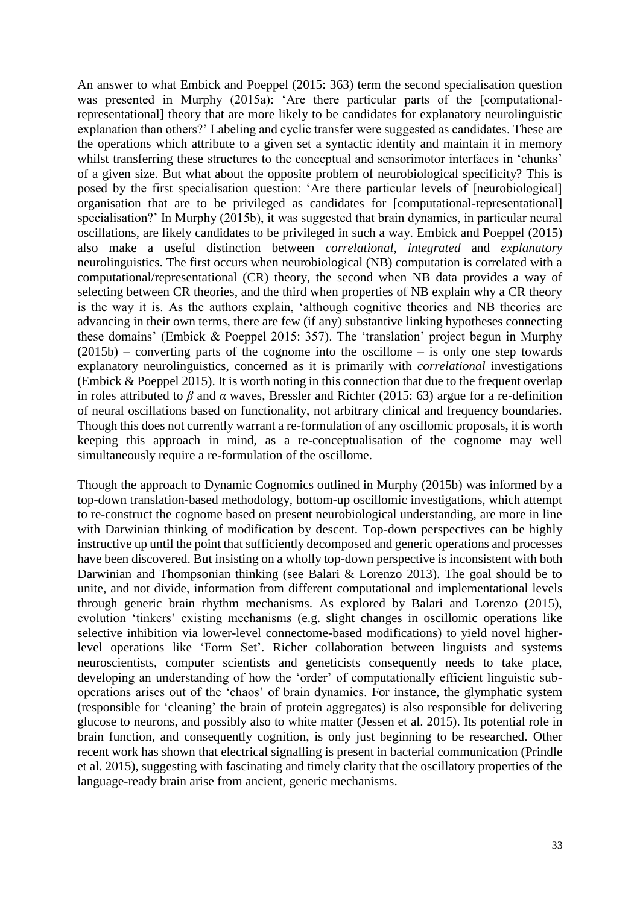An answer to what Embick and Poeppel (2015: 363) term the second specialisation question was presented in Murphy (2015a): 'Are there particular parts of the [computational-representational] theory that are more likely to be candidates for explanatory neurolinguistic explanation than others?' Labeling and cyclic transfer were suggested as candidates. These are the operations which attribute to a given set a syntactic identity and maintain it in memory whilst transferring these structures to the conceptual and sensorimotor interfaces in 'chunks' of a given size. But what about the opposite problem of neurobiological specificity? This is posed by the first specialisation question: 'Are there particular levels of [neurobiological] organisation that are to be privileged as candidates for [computational-representational] specialisation?' In Murphy (2015b), it was suggested that brain dynamics, in particular neural oscillations, are likely candidates to be privileged in such a way. Embick and Poeppel (2015) also make a useful distinction between *correlational*, *integrated* and *explanatory* neurolinguistics. The first occurs when neurobiological (NB) computation is correlated with a computational/representational (CR) theory, the second when NB data provides a way of selecting between CR theories, and the third when properties of NB explain why a CR theory is the way it is. As the authors explain, 'although cognitive theories and NB theories are advancing in their own terms, there are few (if any) substantive linking hypotheses connecting these domains' (Embick & Poeppel 2015: 357). The 'translation' project begun in Murphy (2015b) – converting parts of the cognome into the oscillome – is only one step towards explanatory neurolinguistics, concerned as it is primarily with *correlational* investigations (Embick & Poeppel 2015). It is worth noting in this connection that due to the frequent overlap in roles attributed to $\beta$ and $\alpha$ waves, Bressler and Richter (2015: 63) argue for a re-definition of neural oscillations based on functionality, not arbitrary clinical and frequency boundaries. Though this does not currently warrant a re-formulation of any oscillomic proposals, it is worth keeping this approach in mind, as a re-conceptualisation of the cognome may well simultaneously require a re-formulation of the oscillome.

Though the approach to Dynamic Cognomics outlined in Murphy (2015b) was informed by a top-down translation-based methodology, bottom-up oscillomic investigations, which attempt to re-construct the cognome based on present neurobiological understanding, are more in line with Darwinian thinking of modification by descent. Top-down perspectives can be highly instructive up until the point that sufficiently decomposed and generic operations and processes have been discovered. But insisting on a wholly top-down perspective is inconsistent with both Darwinian and Thompsonian thinking (see Balari & Lorenzo 2013). The goal should be to unite, and not divide, information from different computational and implementational levels through generic brain rhythm mechanisms. As explored by Balari and Lorenzo (2015), evolution 'tinkers' existing mechanisms (e.g. slight changes in oscillomic operations like selective inhibition via lower-level connectome-based modifications) to yield novel higher-level operations like 'Form Set'. Richer collaboration between linguists and systems neuroscientists, computer scientists and geneticists consequently needs to take place, developing an understanding of how the 'order' of computationally efficient linguistic sub-operations arises out of the 'chaos' of brain dynamics. For instance, the glymphatic system (responsible for 'cleaning' the brain of protein aggregates) is also responsible for delivering glucose to neurons, and possibly also to white matter (Jessen et al. 2015). Its potential role in brain function, and consequently cognition, is only just beginning to be researched. Other recent work has shown that electrical signalling is present in bacterial communication (Prindle et al. 2015), suggesting with fascinating and timely clarity that the oscillatory properties of the language-ready brain arise from ancient, generic mechanisms.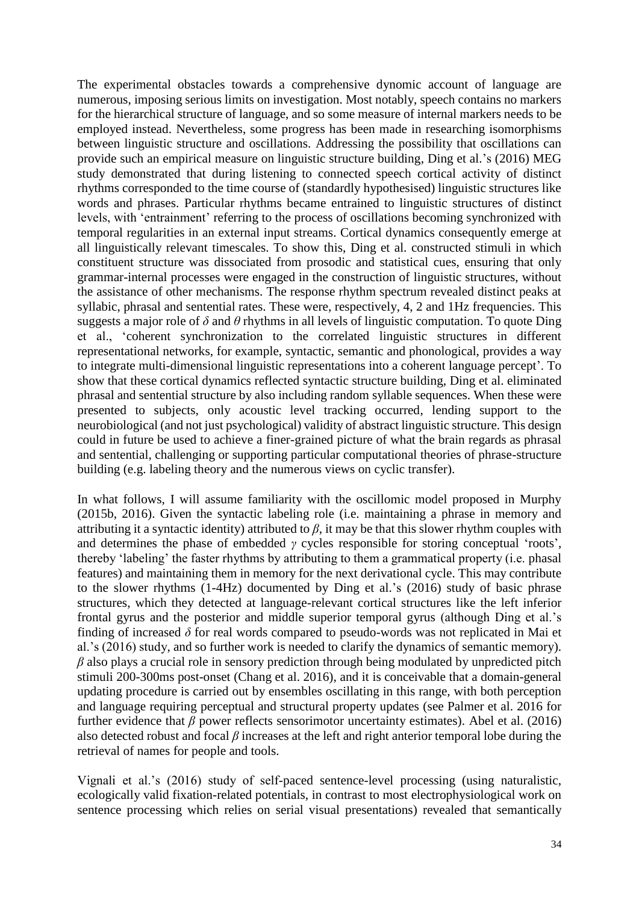The experimental obstacles towards a comprehensive dynomic account of language are numerous, imposing serious limits on investigation. Most notably, speech contains no markers for the hierarchical structure of language, and so some measure of internal markers needs to be employed instead. Nevertheless, some progress has been made in researching isomorphisms between linguistic structure and oscillations. Addressing the possibility that oscillations can provide such an empirical measure on linguistic structure building, Ding et al.'s (2016) MEG study demonstrated that during listening to connected speech cortical activity of distinct rhythms corresponded to the time course of (standardly hypothesised) linguistic structures like words and phrases. Particular rhythms became entrained to linguistic structures of distinct levels, with 'entrainment' referring to the process of oscillations becoming synchronized with temporal regularities in an external input streams. Cortical dynamics consequently emerge at all linguistically relevant timescales. To show this, Ding et al. constructed stimuli in which constituent structure was dissociated from prosodic and statistical cues, ensuring that only grammar-internal processes were engaged in the construction of linguistic structures, without the assistance of other mechanisms. The response rhythm spectrum revealed distinct peaks at syllabic, phrasal and sentential rates. These were, respectively, 4, 2 and 1Hz frequencies. This suggests a major role of $\delta$ and $\theta$ rhythms in all levels of linguistic computation. To quote Ding et al., 'coherent synchronization to the correlated linguistic structures in different representational networks, for example, syntactic, semantic and phonological, provides a way to integrate multi-dimensional linguistic representations into a coherent language percept'. To show that these cortical dynamics reflected syntactic structure building, Ding et al. eliminated phrasal and sentential structure by also including random syllable sequences. When these were presented to subjects, only acoustic level tracking occurred, lending support to the neurobiological (and not just psychological) validity of abstract linguistic structure. This design could in future be used to achieve a finer-grained picture of what the brain regards as phrasal and sentential, challenging or supporting particular computational theories of phrase-structure building (e.g. labeling theory and the numerous views on cyclic transfer).

In what follows, I will assume familiarity with the oscillomic model proposed in Murphy (2015b, 2016). Given the syntactic labeling role (i.e. maintaining a phrase in memory and attributing it a syntactic identity) attributed to $\beta$, it may be that this slower rhythm couples with and determines the phase of embedded $\gamma$ cycles responsible for storing conceptual 'roots', thereby 'labeling' the faster rhythms by attributing to them a grammatical property (i.e. phasal features) and maintaining them in memory for the next derivational cycle. This may contribute to the slower rhythms (1-4Hz) documented by Ding et al.'s (2016) study of basic phrase structures, which they detected at language-relevant cortical structures like the left inferior frontal gyrus and the posterior and middle superior temporal gyrus (although Ding et al.'s finding of increased $\delta$ for real words compared to pseudo-words was not replicated in Mai et al.'s (2016) study, and so further work is needed to clarify the dynamics of semantic memory). $\beta$ also plays a crucial role in sensory prediction through being modulated by unpredicted pitch stimuli 200-300ms post-onset (Chang et al. 2016), and it is conceivable that a domain-general updating procedure is carried out by ensembles oscillating in this range, with both perception and language requiring perceptual and structural property updates (see Palmer et al. 2016 for further evidence that $\beta$ power reflects sensorimotor uncertainty estimates). Abel et al. (2016) also detected robust and focal $\beta$ increases at the left and right anterior temporal lobe during the retrieval of names for people and tools.

Vignali et al.'s (2016) study of self-paced sentence-level processing (using naturalistic, ecologically valid fixation-related potentials, in contrast to most electrophysiological work on sentence processing which relies on serial visual presentations) revealed that semantically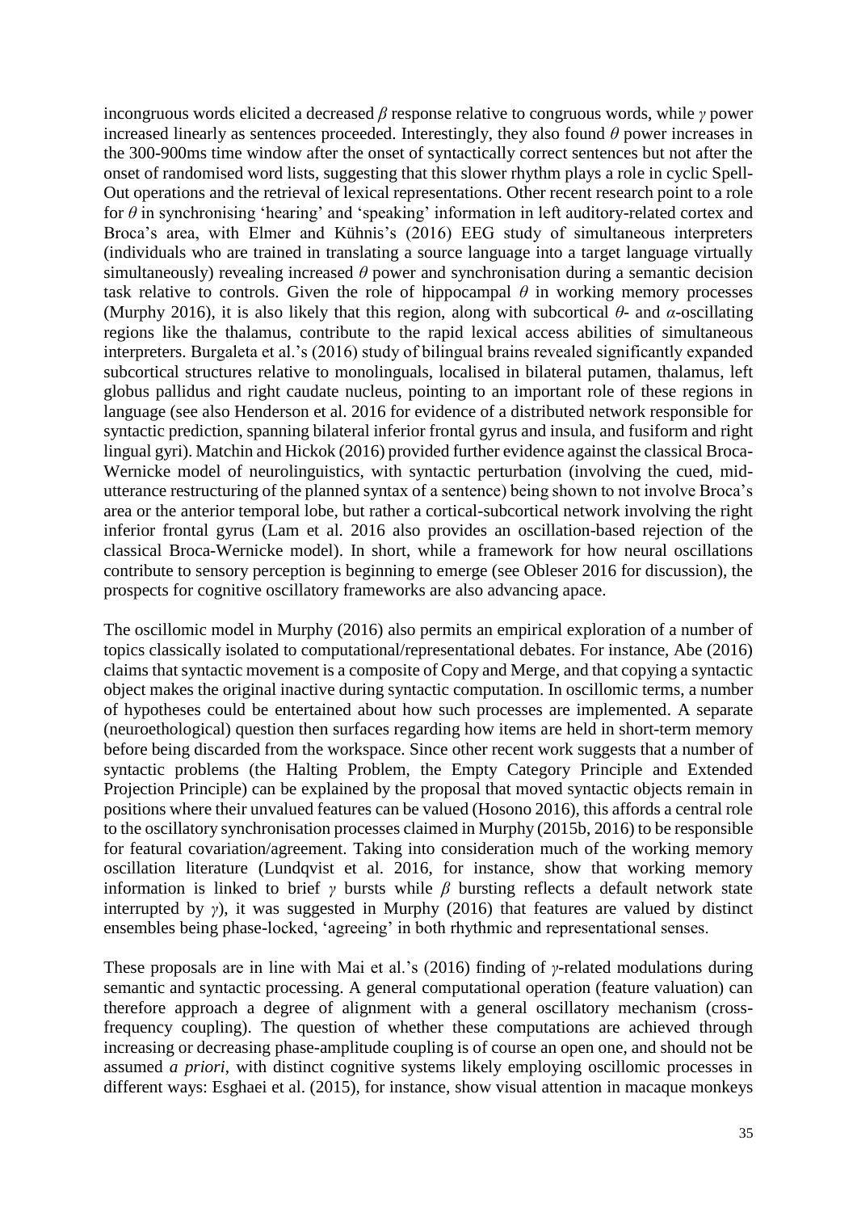incongruous words elicited a decreased $\beta$ response relative to congruous words, while $\gamma$ power increased linearly as sentences proceeded. Interestingly, they also found $\theta$ power increases in the 300-900ms time window after the onset of syntactically correct sentences but not after the onset of randomised word lists, suggesting that this slower rhythm plays a role in cyclic Spell-Out operations and the retrieval of lexical representations. Other recent research point to a role for $\theta$ in synchronising 'hearing' and 'speaking' information in left auditory-related cortex and Broca's area, with Elmer and Kühnis's (2016) EEG study of simultaneous interpreters (individuals who are trained in translating a source language into a target language virtually simultaneously) revealing increased $\theta$ power and synchronisation during a semantic decision task relative to controls. Given the role of hippocampal $\theta$ in working memory processes (Murphy 2016), it is also likely that this region, along with subcortical $\theta$- and $\alpha$-oscillating regions like the thalamus, contribute to the rapid lexical access abilities of simultaneous interpreters. Burgaleta et al.'s (2016) study of bilingual brains revealed significantly expanded subcortical structures relative to monolinguals, localised in bilateral putamen, thalamus, left globus pallidus and right caudate nucleus, pointing to an important role of these regions in language (see also Henderson et al. 2016 for evidence of a distributed network responsible for syntactic prediction, spanning bilateral inferior frontal gyrus and insula, and fusiform and right lingual gyri). Matchin and Hickok (2016) provided further evidence against the classical Broca-Wernicke model of neurolinguistics, with syntactic perturbation (involving the cued, mid-utterance restructuring of the planned syntax of a sentence) being shown to not involve Broca's area or the anterior temporal lobe, but rather a cortical-subcortical network involving the right inferior frontal gyrus (Lam et al. 2016 also provides an oscillation-based rejection of the classical Broca-Wernicke model). In short, while a framework for how neural oscillations contribute to sensory perception is beginning to emerge (see Obleser 2016 for discussion), the prospects for cognitive oscillatory frameworks are also advancing apace.

The oscillomic model in Murphy (2016) also permits an empirical exploration of a number of topics classically isolated to computational/representational debates. For instance, Abe (2016) claims that syntactic movement is a composite of Copy and Merge, and that copying a syntactic object makes the original inactive during syntactic computation. In oscillomic terms, a number of hypotheses could be entertained about how such processes are implemented. A separate (neuroethological) question then surfaces regarding how items are held in short-term memory before being discarded from the workspace. Since other recent work suggests that a number of syntactic problems (the Halting Problem, the Empty Category Principle and Extended Projection Principle) can be explained by the proposal that moved syntactic objects remain in positions where their unvalued features can be valued (Hosono 2016), this affords a central role to the oscillatory synchronisation processes claimed in Murphy (2015b, 2016) to be responsible for featural covariation/agreement. Taking into consideration much of the working memory oscillation literature (Lundqvist et al. 2016, for instance, show that working memory information is linked to brief $\gamma$ bursts while $\beta$ bursting reflects a default network state interrupted by $\gamma$), it was suggested in Murphy (2016) that features are valued by distinct ensembles being phase-locked, 'agreeing' in both rhythmic and representational senses.

These proposals are in line with Mai et al.'s (2016) finding of $\gamma$-related modulations during semantic and syntactic processing. A general computational operation (feature valuation) can therefore approach a degree of alignment with a general oscillatory mechanism (cross-frequency coupling). The question of whether these computations are achieved through increasing or decreasing phase-amplitude coupling is of course an open one, and should not be assumed *a priori*, with distinct cognitive systems likely employing oscillomic processes in different ways: Esghaei et al. (2015), for instance, show visual attention in macaque monkeys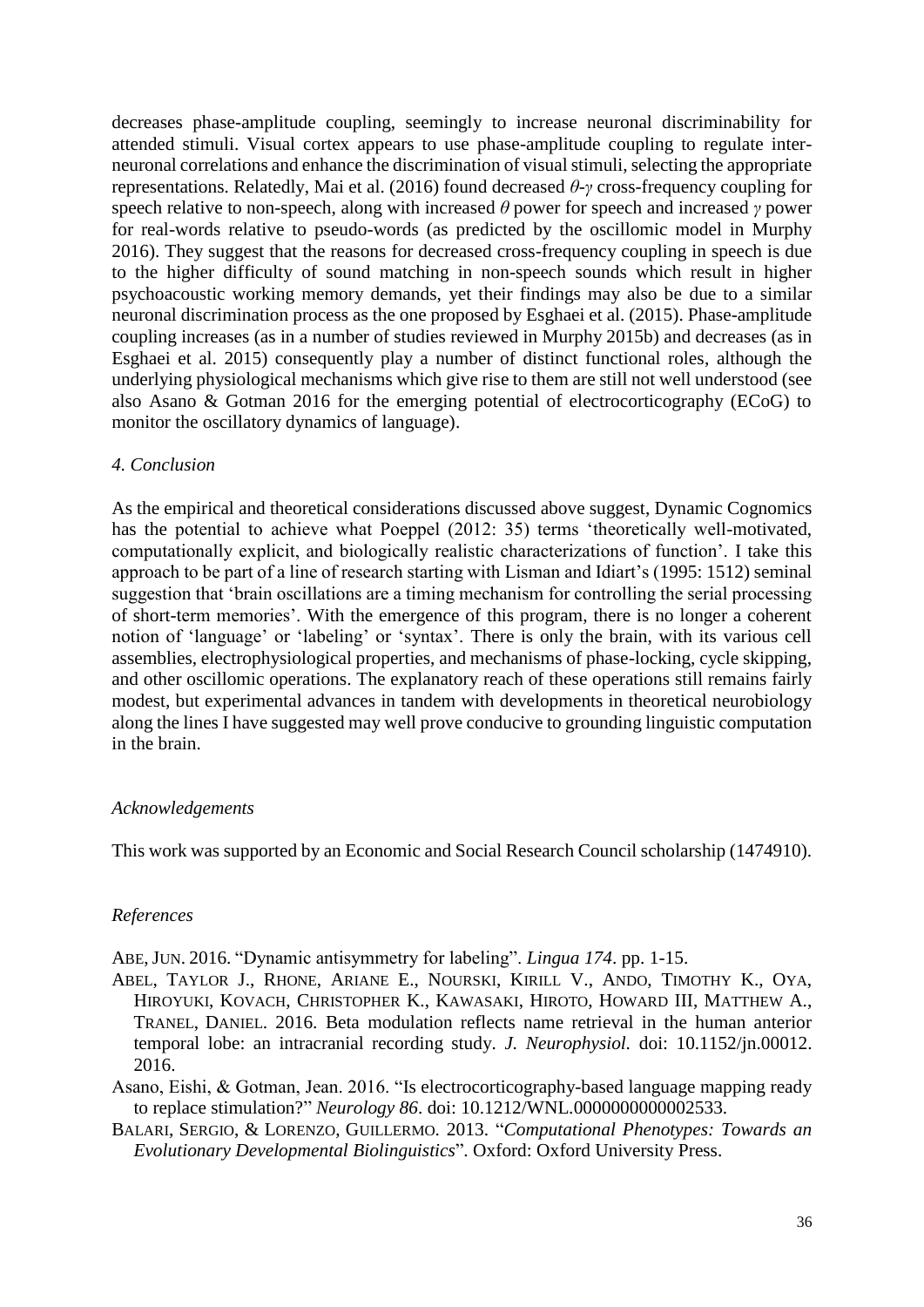decreases phase-amplitude coupling, seemingly to increase neuronal discriminability for attended stimuli. Visual cortex appears to use phase-amplitude coupling to regulate inter-neuronal correlations and enhance the discrimination of visual stimuli, selecting the appropriate representations. Relatedly, Mai et al. (2016) found decreased $\theta$-$\gamma$ cross-frequency coupling for speech relative to non-speech, along with increased $\theta$ power for speech and increased $\gamma$ power for real-words relative to pseudo-words (as predicted by the oscillomic model in Murphy 2016). They suggest that the reasons for decreased cross-frequency coupling in speech is due to the higher difficulty of sound matching in non-speech sounds which result in higher psychoacoustic working memory demands, yet their findings may also be due to a similar neuronal discrimination process as the one proposed by Esghaei et al. (2015). Phase-amplitude coupling increases (as in a number of studies reviewed in Murphy 2015b) and decreases (as in Esghaei et al. 2015) consequently play a number of distinct functional roles, although the underlying physiological mechanisms which give rise to them are still not well understood (see also Asano & Gotman 2016 for the emerging potential of electrocorticography (ECoG) to monitor the oscillatory dynamics of language).

## *4. Conclusion*

As the empirical and theoretical considerations discussed above suggest, Dynamic Cognomics has the potential to achieve what Poeppel (2012: 35) terms 'theoretically well-motivated, computationally explicit, and biologically realistic characterizations of function'. I take this approach to be part of a line of research starting with Lisman and Idiart's (1995: 1512) seminal suggestion that 'brain oscillations are a timing mechanism for controlling the serial processing of short-term memories'. With the emergence of this program, there is no longer a coherent notion of 'language' or 'labeling' or 'syntax'. There is only the brain, with its various cell assemblies, electrophysiological properties, and mechanisms of phase-locking, cycle skipping, and other oscillomic operations. The explanatory reach of these operations still remains fairly modest, but experimental advances in tandem with developments in theoretical neurobiology along the lines I have suggested may well prove conducive to grounding linguistic computation in the brain.

## *Acknowledgements*

This work was supported by an Economic and Social Research Council scholarship (1474910).

## *References*

ABE, JUN. 2016. "Dynamic antisymmetry for labeling". *Lingua 174*. pp. 1-15.

ABEL, TAYLOR J., RHONE, ARIANE E., NOURSKI, KIRILL V., ANDO, TIMOTHY K., OYA, HIROYUKI, KOVACH, CHRISTOPHER K., KAWASAKI, HIROTO, HOWARD III, MATTHEW A., TRANEL, DANIEL. 2016. Beta modulation reflects name retrieval in the human anterior temporal lobe: an intracranial recording study. *J. Neurophysiol.* doi: 10.1152/jn.00012. 2016.

Asano, Eishi, & Gotman, Jean. 2016. "Is electrocorticography-based language mapping ready to replace stimulation?" *Neurology 86*. doi: 10.1212/WNL.0000000000002533.

BALARI, SERGIO, & LORENZO, GUILLERMO. 2013. "*Computational Phenotypes: Towards an Evolutionary Developmental Biolinguistics*". Oxford: Oxford University Press.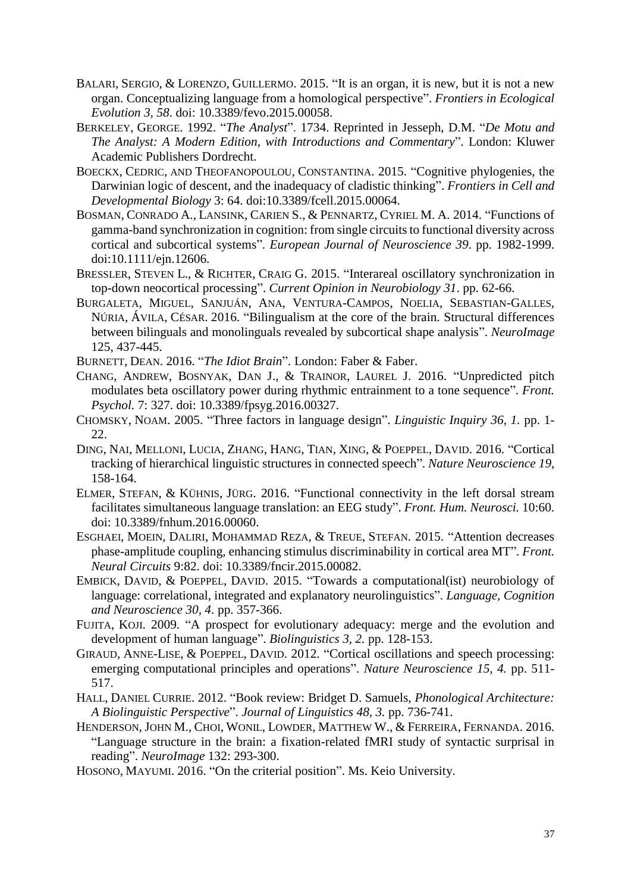BALARI, SERGIO, & LORENZO, GUILLERMO. 2015. "It is an organ, it is new, but it is not a new organ. Conceptualizing language from a homological perspective". *Frontiers in Ecological Evolution 3, 58*. doi: 10.3389/fevo.2015.00058.

BERKELEY, GEORGE. 1992. "*The Analyst*". 1734. Reprinted in Jesseph, D.M. "*De Motu and The Analyst: A Modern Edition, with Introductions and Commentary*". London: Kluwer Academic Publishers Dordrecht.

BOECKX, CEDRIC, AND THEOFANOPOULOU, CONSTANTINA. 2015. "Cognitive phylogenies, the Darwinian logic of descent, and the inadequacy of cladistic thinking". *Frontiers in Cell and Developmental Biology* 3: 64. doi:10.3389/fcell.2015.00064.

BOSMAN, CONRADO A., LANSINK, CARIEN S., & PENNARTZ, CYRIEL M. A. 2014. "Functions of gamma-band synchronization in cognition: from single circuits to functional diversity across cortical and subcortical systems". *European Journal of Neuroscience 39*. pp. 1982-1999. doi:10.1111/ejn.12606.

BRESSLER, STEVEN L., & RICHTER, CRAIG G. 2015. "Interareal oscillatory synchronization in top-down neocortical processing". *Current Opinion in Neurobiology 31*. pp. 62-66.

BURGALETA, MIGUEL, SANJUÁN, ANA, VENTURA-CAMPOS, NOELIA, SEBASTIAN-GALLES, NÚRIA, ÁVILA, CÉSAR. 2016. "Bilingualism at the core of the brain. Structural differences between bilinguals and monolinguals revealed by subcortical shape analysis". *NeuroImage* 125, 437-445.

BURNETT, DEAN. 2016. "*The Idiot Brain*". London: Faber & Faber.

CHANG, ANDREW, BOSNYAK, DAN J., & TRAINOR, LAUREL J. 2016. "Unpredicted pitch modulates beta oscillatory power during rhythmic entrainment to a tone sequence". *Front. Psychol.* 7: 327. doi: 10.3389/fpsyg.2016.00327.

CHOMSKY, NOAM. 2005. "Three factors in language design". *Linguistic Inquiry 36, 1*. pp. 1-22.

DING, NAI, MELLONI, LUCIA, ZHANG, HANG, TIAN, XING, & POEPPEL, DAVID. 2016. "Cortical tracking of hierarchical linguistic structures in connected speech". *Nature Neuroscience 19*, 158-164.

ELMER, STEFAN, & KÜHNIS, JÜRG. 2016. "Functional connectivity in the left dorsal stream facilitates simultaneous language translation: an EEG study". *Front. Hum. Neurosci.* 10:60. doi: 10.3389/fnhum.2016.00060.

ESGHAEI, MOEIN, DALIRI, MOHAMMAD REZA, & TREUE, STEFAN. 2015. "Attention decreases phase-amplitude coupling, enhancing stimulus discriminability in cortical area MT". *Front. Neural Circuits* 9:82. doi: 10.3389/fncir.2015.00082.

EMBICK, DAVID, & POEPPEL, DAVID. 2015. "Towards a computational(ist) neurobiology of language: correlational, integrated and explanatory neurolinguistics". *Language, Cognition and Neuroscience 30, 4*. pp. 357-366.

FUJITA, KOJI. 2009. "A prospect for evolutionary adequacy: merge and the evolution and development of human language". *Biolinguistics 3, 2*. pp. 128-153.

GIRAUD, ANNE-LISE, & POEPPEL, DAVID. 2012. "Cortical oscillations and speech processing: emerging computational principles and operations". *Nature Neuroscience 15, 4.* pp. 511-517.

HALL, DANIEL CURRIE. 2012. "Book review: Bridget D. Samuels, *Phonological Architecture: A Biolinguistic Perspective*". *Journal of Linguistics 48, 3.* pp. 736-741.

HENDERSON, JOHN M., CHOI, WONIL, LOWDER, MATTHEW W., & FERREIRA, FERNANDA. 2016. "Language structure in the brain: a fixation-related fMRI study of syntactic surprisal in reading". *NeuroImage* 132: 293-300.

HOSONO, MAYUMI. 2016. "On the criterial position". Ms. Keio University.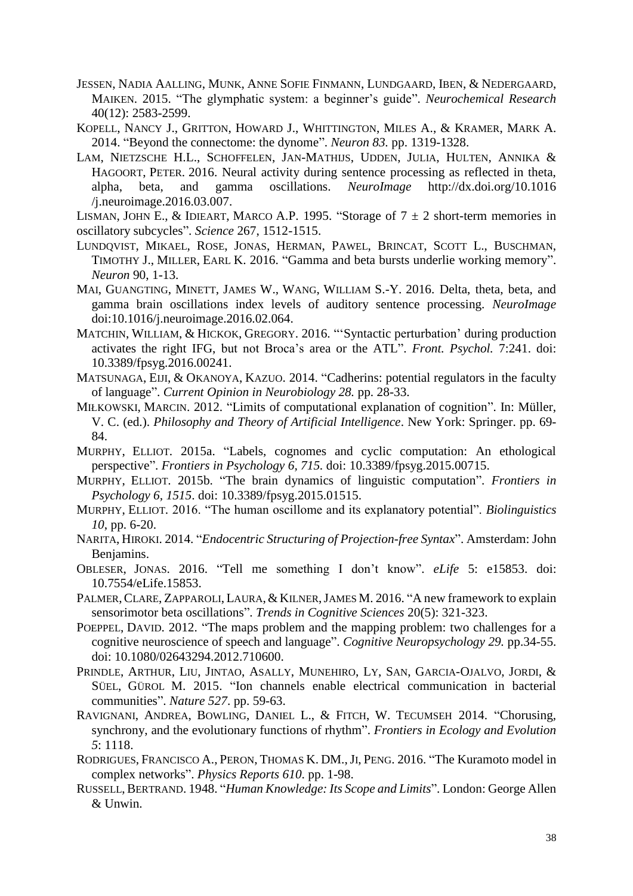Jessen, Nadia Aalling, Munk, Anne Sofie Finmann, Lundgaard, Iben, & Nedergaard, Maiken. 2015. "The glymphatic system: a beginner's guide". *Neurochemical Research* 40(12): 2583-2599.

Kopell, Nancy J., Gritton, Howard J., Whittington, Miles A., & Kramer, Mark A. 2014. "Beyond the connectome: the dynome". *Neuron 83.* pp. 1319-1328.

Lam, Nietzsche H.L., Schoffelen, Jan-Mathijs, Udden, Julia, Hulten, Annika & Hagoort, Peter. 2016. Neural activity during sentence processing as reflected in theta, alpha, beta, and gamma oscillations. *NeuroImage* http://dx.doi.org/10.1016 /j.neuroimage.2016.03.007.

Lisman, John E., & Idieart, Marco A.P. 1995. "Storage of $7 \pm 2$ short-term memories in oscillatory subcycles". *Science* 267, 1512-1515.

Lundqvist, Mikael, Rose, Jonas, Herman, Pawel, Brincat, Scott L., Buschman, Timothy J., Miller, Earl K. 2016. "Gamma and beta bursts underlie working memory". *Neuron* 90, 1-13.

Mai, Guangting, Minett, James W., Wang, William S.-Y. 2016. Delta, theta, beta, and gamma brain oscillations index levels of auditory sentence processing. *NeuroImage* doi:10.1016/j.neuroimage.2016.02.064.

Matchin, William, & Hickok, Gregory. 2016. "'Syntactic perturbation' during production activates the right IFG, but not Broca's area or the ATL". *Front. Psychol.* 7:241. doi: 10.3389/fpsyg.2016.00241.

Matsunaga, Eiji, & Okanoya, Kazuo. 2014. "Cadherins: potential regulators in the faculty of language". *Current Opinion in Neurobiology 28.* pp. 28-33.

Miłkowski, Marcin. 2012. "Limits of computational explanation of cognition". In: Müller, V. C. (ed.). *Philosophy and Theory of Artificial Intelligence*. New York: Springer. pp. 69-84.

Murphy, Elliot. 2015a. "Labels, cognomes and cyclic computation: An ethological perspective". *Frontiers in Psychology 6, 715*. doi: 10.3389/fpsyg.2015.00715.

Murphy, Elliot. 2015b. "The brain dynamics of linguistic computation". *Frontiers in Psychology 6, 1515*. doi: 10.3389/fpsyg.2015.01515.

Murphy, Elliot. 2016. "The human oscillome and its explanatory potential". *Biolinguistics 10*, pp. 6-20.

Narita, Hiroki. 2014. "*Endocentric Structuring of Projection-free Syntax*". Amsterdam: John Benjamins.

Obleser, Jonas. 2016. "Tell me something I don't know". *eLife* 5: e15853. doi: 10.7554/eLife.15853.

Palmer, Clare, Zapparoli, Laura, & Kilner, James M. 2016. "A new framework to explain sensorimotor beta oscillations". *Trends in Cognitive Sciences* 20(5): 321-323.

Poeppel, David. 2012. "The maps problem and the mapping problem: two challenges for a cognitive neuroscience of speech and language". *Cognitive Neuropsychology 29.* pp.34-55. doi: 10.1080/02643294.2012.710600.

Prindle, Arthur, Liu, Jintao, Asally, Munehiro, Ly, San, Garcia-Ojalvo, Jordi, & Süel, Gürol M. 2015. "Ion channels enable electrical communication in bacterial communities". *Nature 527*. pp. 59-63.

Ravignani, Andrea, Bowling, Daniel L., & Fitch, W. Tecumseh 2014. "Chorusing, synchrony, and the evolutionary functions of rhythm". *Frontiers in Ecology and Evolution 5*: 1118.

Rodrigues, Francisco A., Peron, Thomas K. DM., Ji, Peng. 2016. "The Kuramoto model in complex networks". *Physics Reports 610.* pp. 1-98.

Russell, Bertrand. 1948. "*Human Knowledge: Its Scope and Limits*". London: George Allen & Unwin.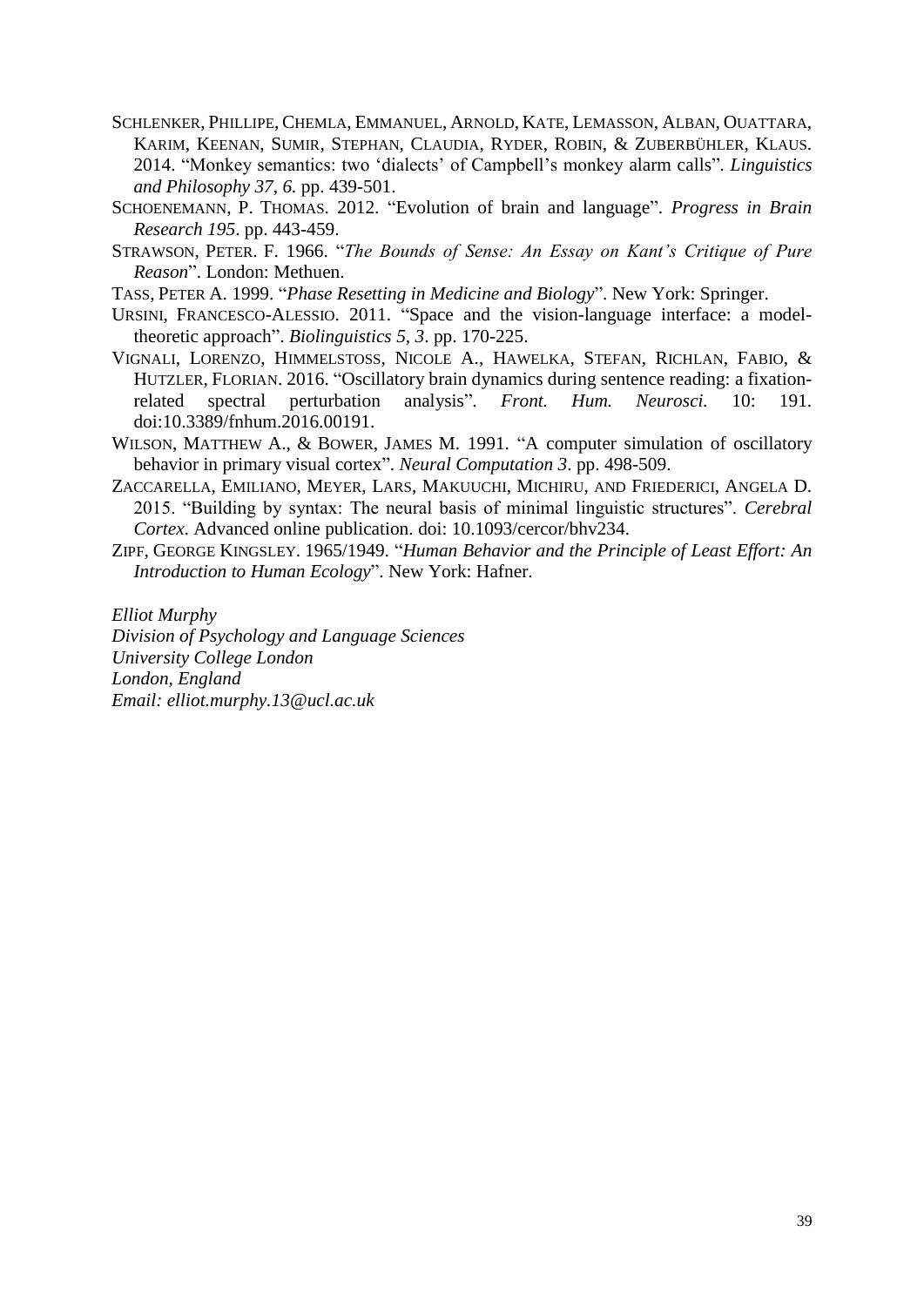Schlenker, Phillipe, Chemla, Emmanuel, Arnold, Kate, Lemasson, Alban, Ouattara, Karim, Keenan, Sumir, Stephan, Claudia, Ryder, Robin, & Zuberbühler, Klaus. 2014. "Monkey semantics: two 'dialects' of Campbell's monkey alarm calls". *Linguistics and Philosophy 37, 6.* pp. 439-501.

Schoenemann, P. Thomas. 2012. "Evolution of brain and language". *Progress in Brain Research 195*. pp. 443-459.

Strawson, Peter. F. 1966. "*The Bounds of Sense: An Essay on Kant's Critique of Pure Reason*". London: Methuen.

Tass, Peter A. 1999. "*Phase Resetting in Medicine and Biology*". New York: Springer.

Ursini, Francesco-Alessio. 2011. "Space and the vision-language interface: a model-theoretic approach". *Biolinguistics 5, 3*. pp. 170-225.

Vignali, Lorenzo, Himmelstoss, Nicole A., Hawelka, Stefan, Richlan, Fabio, & Hutzler, Florian. 2016. "Oscillatory brain dynamics during sentence reading: a fixation-related spectral perturbation analysis". *Front. Hum. Neurosci.* 10: 191. doi:10.3389/fnhum.2016.00191.

Wilson, Matthew A., & Bower, James M. 1991. "A computer simulation of oscillatory behavior in primary visual cortex". *Neural Computation 3*. pp. 498-509.

Zaccarella, Emiliano, Meyer, Lars, Makuuchi, Michiru, and Friederici, Angela D. 2015. "Building by syntax: The neural basis of minimal linguistic structures". *Cerebral Cortex.* Advanced online publication. doi: 10.1093/cercor/bhv234.

Zipf, George Kingsley. 1965/1949. "*Human Behavior and the Principle of Least Effort: An Introduction to Human Ecology*". New York: Hafner.

*Elliot Murphy*
*Division of Psychology and Language Sciences*
*University College London*
*London, England*
*Email: elliot.murphy.13@ucl.ac.uk*